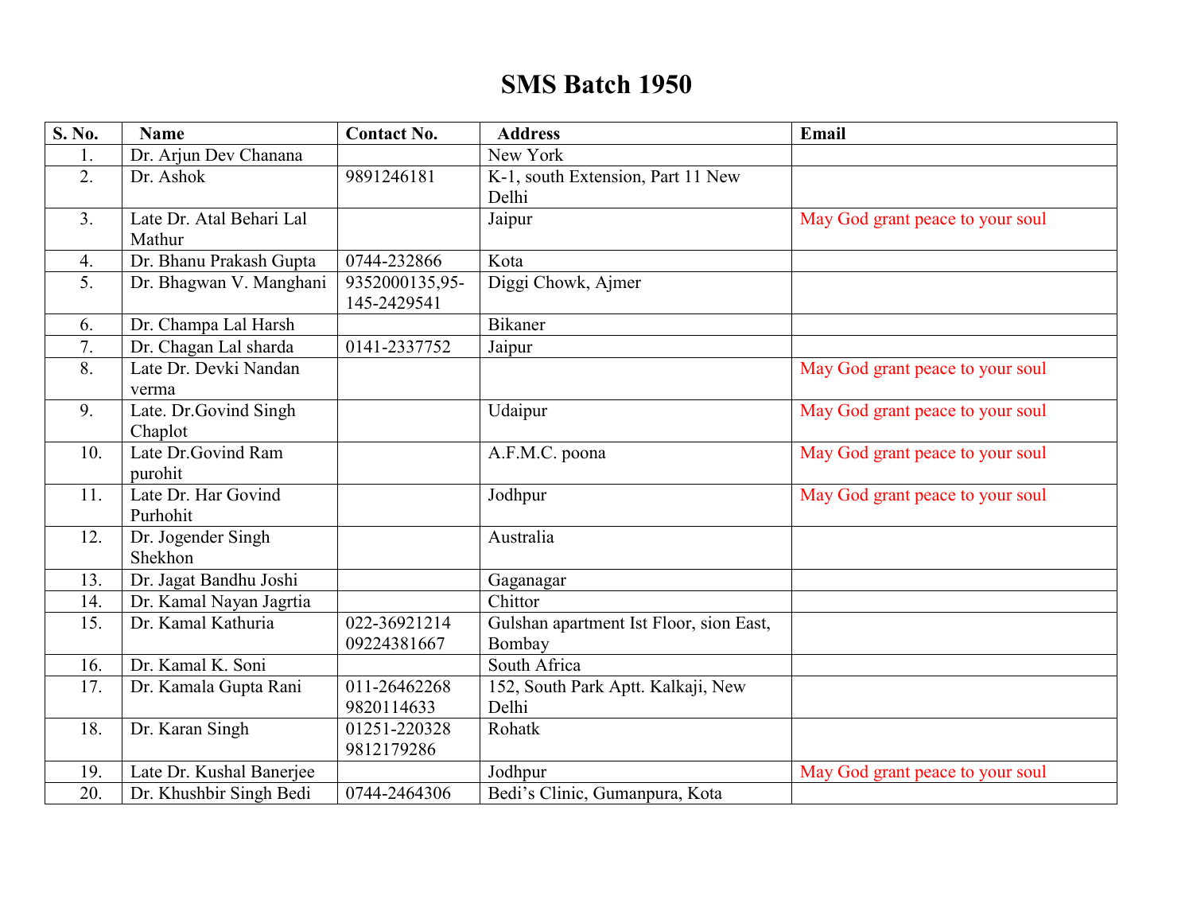# SMS Batch 1950

| S. No. | Name | Contact No. | Address | Email |
|---|---|---|---|---|
| 1. | Dr. Arjun Dev Chanana | | New York | |
| 2. | Dr. Ashok | 9891246181 | K-1, south Extension, Part 11 New Delhi | |
| 3. | Late Dr. Atal Behari Lal Mathur | | Jaipur | May God grant peace to your soul |
| 4. | Dr. Bhanu Prakash Gupta | 0744-232866 | Kota | |
| 5. | Dr. Bhagwan V. Manghani | 9352000135,95-145-2429541 | Diggi Chowk, Ajmer | |
| 6. | Dr. Champa Lal Harsh | | Bikaner | |
| 7. | Dr. Chagan Lal sharda | 0141-2337752 | Jaipur | |
| 8. | Late Dr. Devki Nandan verma | | | May God grant peace to your soul |
| 9. | Late. Dr.Govind Singh Chaplot | | Udaipur | May God grant peace to your soul |
| 10. | Late Dr.Govind Ram purohit | | A.F.M.C. poona | May God grant peace to your soul |
| 11. | Late Dr. Har Govind Purhohit | | Jodhpur | May God grant peace to your soul |
| 12. | Dr. Jogender Singh Shekhon | | Australia | |
| 13. | Dr. Jagat Bandhu Joshi | | Gaganagar | |
| 14. | Dr. Kamal Nayan Jagrtia | | Chittor | |
| 15. | Dr. Kamal Kathuria | 022-36921214 09224381667 | Gulshan apartment Ist Floor, sion East, Bombay | |
| 16. | Dr. Kamal K. Soni | | South Africa | |
| 17. | Dr. Kamala Gupta Rani | 011-26462268 9820114633 | 152, South Park Aptt. Kalkaji, New Delhi | |
| 18. | Dr. Karan Singh | 01251-220328 9812179286 | Rohatk | |
| 19. | Late Dr. Kushal Banerjee | | Jodhpur | May God grant peace to your soul |
| 20. | Dr. Khushbir Singh Bedi | 0744-2464306 | Bedi's Clinic, Gumanpura, Kota | |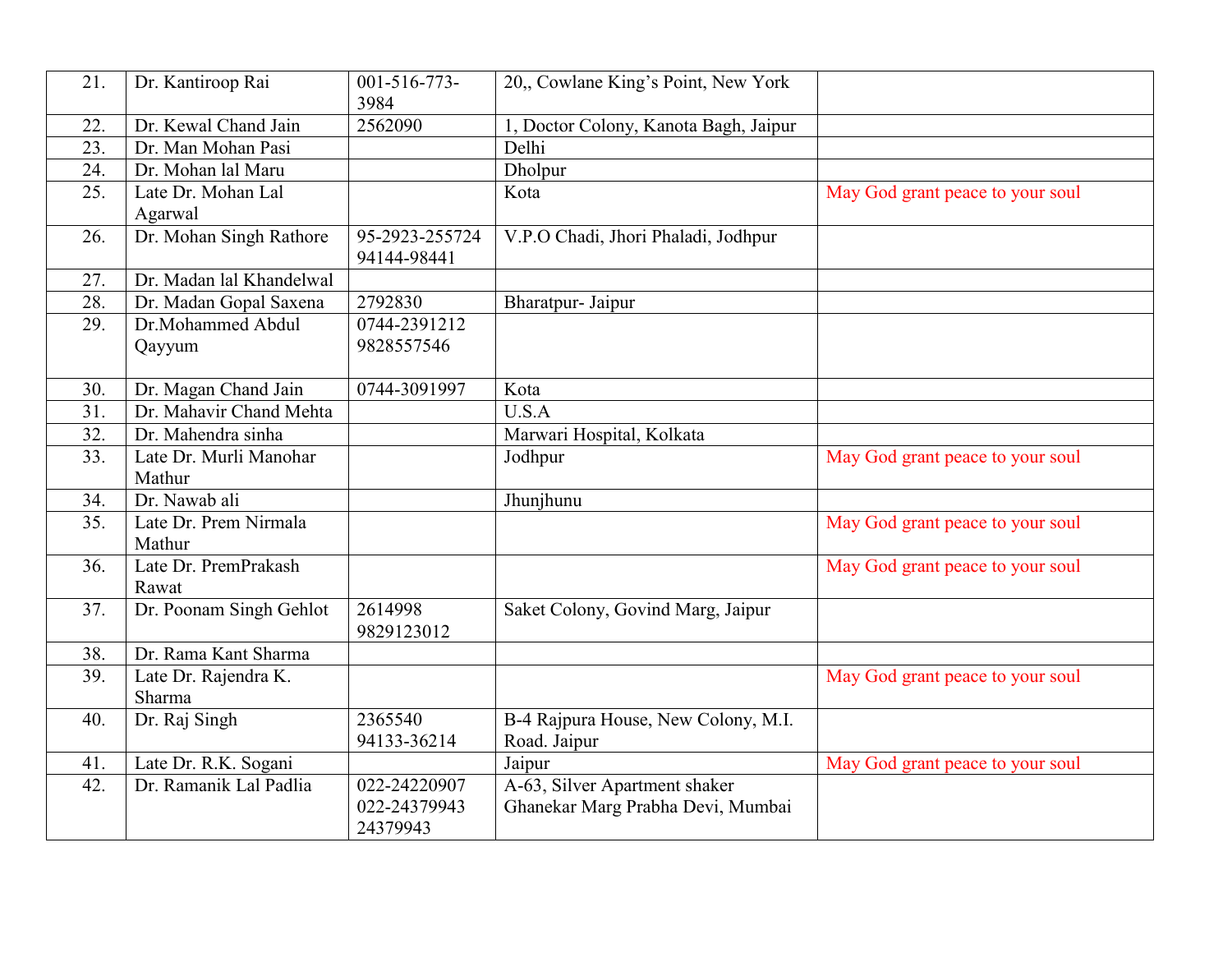| | | | | |
|---|---|---|---|---|
| 21. | Dr. Kantiroop Rai | 001-516-773-3984 | 20,, Cowlane King's Point, New York | |
| 22. | Dr. Kewal Chand Jain | 2562090 | 1, Doctor Colony, Kanota Bagh, Jaipur | |
| 23. | Dr. Man Mohan Pasi | | Delhi | |
| 24. | Dr. Mohan lal Maru | | Dholpur | |
| 25. | Late Dr. Mohan Lal Agarwal | | Kota | May God grant peace to your soul |
| 26. | Dr. Mohan Singh Rathore | 95-2923-255724 94144-98441 | V.P.O Chadi, Jhori Phaladi, Jodhpur | |
| 27. | Dr. Madan lal Khandelwal | | | |
| 28. | Dr. Madan Gopal Saxena | 2792830 | Bharatpur- Jaipur | |
| 29. | Dr.Mohammed Abdul Qayyum | 0744-2391212 9828557546 | | |
| 30. | Dr. Magan Chand Jain | 0744-3091997 | Kota | |
| 31. | Dr. Mahavir Chand Mehta | | U.S.A | |
| 32. | Dr. Mahendra sinha | | Marwari Hospital, Kolkata | |
| 33. | Late Dr. Murli Manohar Mathur | | Jodhpur | May God grant peace to your soul |
| 34. | Dr. Nawab ali | | Jhunjhunu | |
| 35. | Late Dr. Prem Nirmala Mathur | | | May God grant peace to your soul |
| 36. | Late Dr. PremPrakash Rawat | | | May God grant peace to your soul |
| 37. | Dr. Poonam Singh Gehlot | 2614998 9829123012 | Saket Colony, Govind Marg, Jaipur | |
| 38. | Dr. Rama Kant Sharma | | | |
| 39. | Late Dr. Rajendra K. Sharma | | | May God grant peace to your soul |
| 40. | Dr. Raj Singh | 2365540 94133-36214 | B-4 Rajpura House, New Colony, M.I. Road. Jaipur | |
| 41. | Late Dr. R.K. Sogani | | Jaipur | May God grant peace to your soul |
| 42. | Dr. Ramanik Lal Padlia | 022-24220907 022-24379943 24379943 | A-63, Silver Apartment shaker Ghanekar Marg Prabha Devi, Mumbai | |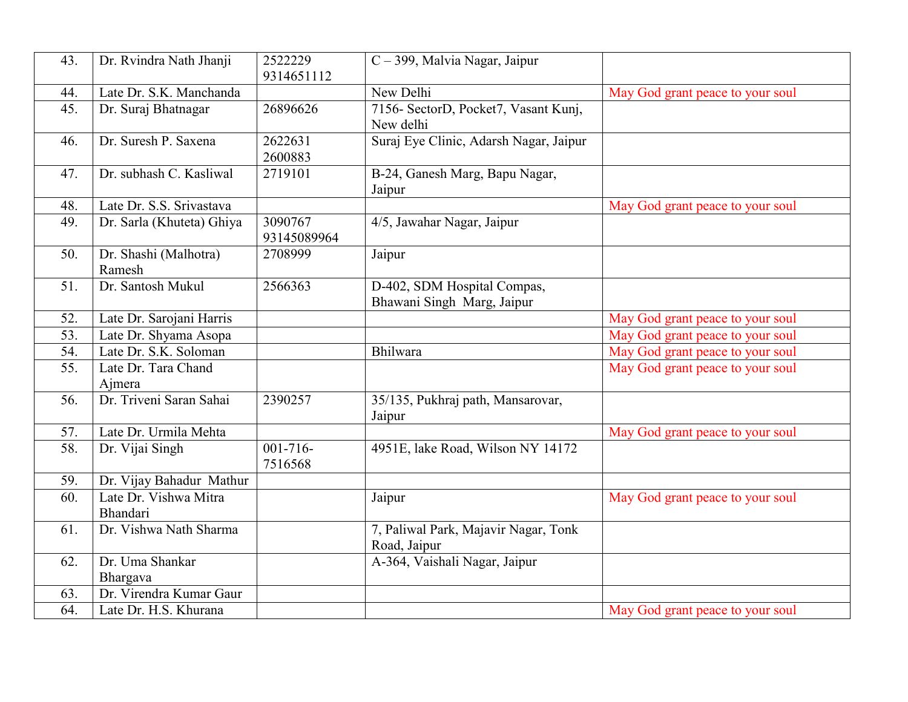| | | | | |
|---|---|---|---|---|
| 43. | Dr. Rvindra Nath Jhanji | 2522229 9314651112 | C – 399, Malvia Nagar, Jaipur | |
| 44. | Late Dr. S.K. Manchanda | | New Delhi | May God grant peace to your soul |
| 45. | Dr. Suraj Bhatnagar | 26896626 | 7156- SectorD, Pocket7, Vasant Kunj, New delhi | |
| 46. | Dr. Suresh P. Saxena | 2622631 2600883 | Suraj Eye Clinic, Adarsh Nagar, Jaipur | |
| 47. | Dr. subhash C. Kasliwal | 2719101 | B-24, Ganesh Marg, Bapu Nagar, Jaipur | |
| 48. | Late Dr. S.S. Srivastava | | | May God grant peace to your soul |
| 49. | Dr. Sarla (Khuteta) Ghiya | 3090767 93145089964 | 4/5, Jawahar Nagar, Jaipur | |
| 50. | Dr. Shashi (Malhotra) Ramesh | 2708999 | Jaipur | |
| 51. | Dr. Santosh Mukul | 2566363 | D-402, SDM Hospital Compas, Bhawani Singh Marg, Jaipur | |
| 52. | Late Dr. Sarojani Harris | | | May God grant peace to your soul |
| 53. | Late Dr. Shyama Asopa | | | May God grant peace to your soul |
| 54. | Late Dr. S.K. Soloman | | Bhilwara | May God grant peace to your soul |
| 55. | Late Dr. Tara Chand Ajmera | | | May God grant peace to your soul |
| 56. | Dr. Triveni Saran Sahai | 2390257 | 35/135, Pukhraj path, Mansarovar, Jaipur | |
| 57. | Late Dr. Urmila Mehta | | | May God grant peace to your soul |
| 58. | Dr. Vijai Singh | 001-716-7516568 | 4951E, lake Road, Wilson NY 14172 | |
| 59. | Dr. Vijay Bahadur Mathur | | | |
| 60. | Late Dr. Vishwa Mitra Bhandari | | Jaipur | May God grant peace to your soul |
| 61. | Dr. Vishwa Nath Sharma | | 7, Paliwal Park, Majavir Nagar, Tonk Road, Jaipur | |
| 62. | Dr. Uma Shankar Bhargava | | A-364, Vaishali Nagar, Jaipur | |
| 63. | Dr. Virendra Kumar Gaur | | | |
| 64. | Late Dr. H.S. Khurana | | | May God grant peace to your soul |